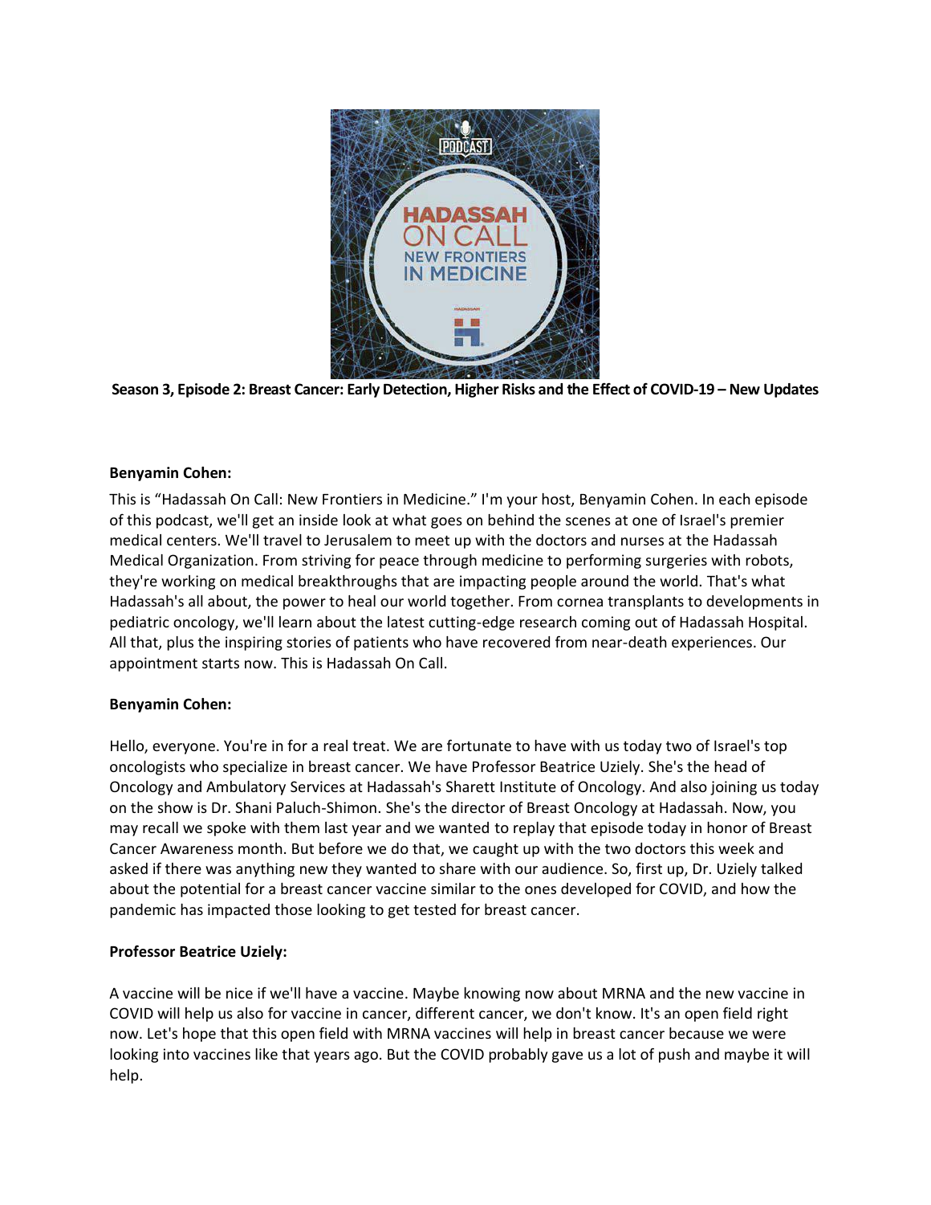**Season 3, Episode 2: Breast Cancer: Early Detection, Higher Risks and the Effect of COVID-19 – New Updates**

**Benyamin Cohen:**

This is "Hadassah On Call: New Frontiers in Medicine." I'm your host, Benyamin Cohen. In each episode of this podcast, we'll get an inside look at what goes on behind the scenes at one of Israel's premier medical centers. We'll travel to Jerusalem to meet up with the doctors and nurses at the Hadassah Medical Organization. From striving for peace through medicine to performing surgeries with robots, they're working on medical breakthroughs that are impacting people around the world. That's what Hadassah's all about, the power to heal our world together. From cornea transplants to developments in pediatric oncology, we'll learn about the latest cutting-edge research coming out of Hadassah Hospital. All that, plus the inspiring stories of patients who have recovered from near-death experiences. Our appointment starts now. This is Hadassah On Call.

**Benyamin Cohen:**

Hello, everyone. You're in for a real treat. We are fortunate to have with us today two of Israel's top oncologists who specialize in breast cancer. We have Professor Beatrice Uziely. She's the head of Oncology and Ambulatory Services at Hadassah's Sharett Institute of Oncology. And also joining us today on the show is Dr. Shani Paluch-Shimon. She's the director of Breast Oncology at Hadassah. Now, you may recall we spoke with them last year and we wanted to replay that episode today in honor of Breast Cancer Awareness month. But before we do that, we caught up with the two doctors this week and asked if there was anything new they wanted to share with our audience. So, first up, Dr. Uziely talked about the potential for a breast cancer vaccine similar to the ones developed for COVID, and how the pandemic has impacted those looking to get tested for breast cancer.

**Professor Beatrice Uziely:**

A vaccine will be nice if we'll have a vaccine. Maybe knowing now about MRNA and the new vaccine in COVID will help us also for vaccine in cancer, different cancer, we don't know. It's an open field right now. Let's hope that this open field with MRNA vaccines will help in breast cancer because we were looking into vaccines like that years ago. But the COVID probably gave us a lot of push and maybe it will help.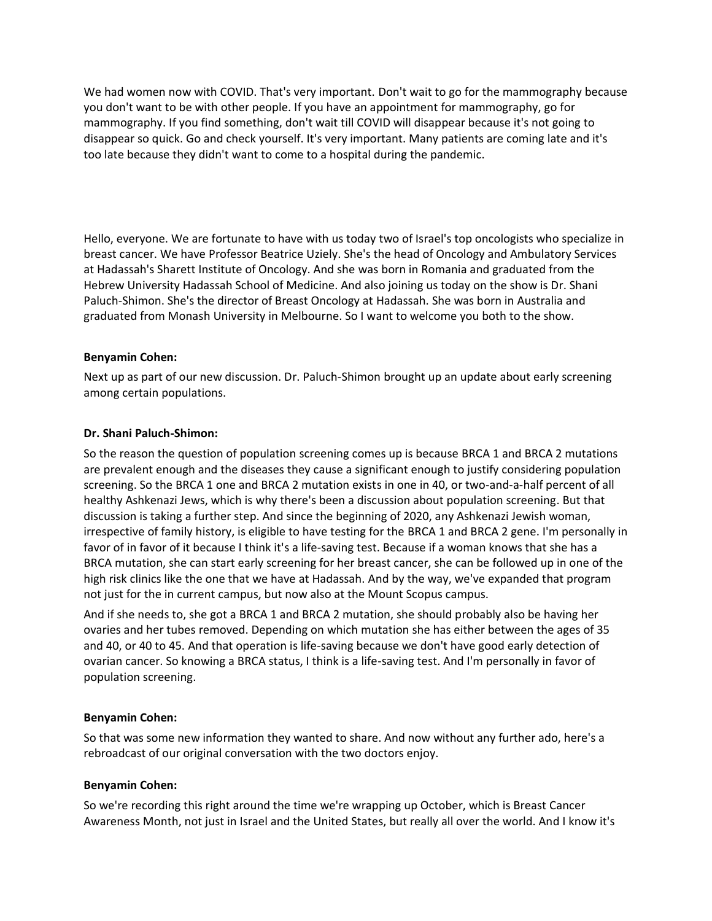We had women now with COVID. That's very important. Don't wait to go for the mammography because you don't want to be with other people. If you have an appointment for mammography, go for mammography. If you find something, don't wait till COVID will disappear because it's not going to disappear so quick. Go and check yourself. It's very important. Many patients are coming late and it's too late because they didn't want to come to a hospital during the pandemic.

Hello, everyone. We are fortunate to have with us today two of Israel's top oncologists who specialize in breast cancer. We have Professor Beatrice Uziely. She's the head of Oncology and Ambulatory Services at Hadassah's Sharett Institute of Oncology. And she was born in Romania and graduated from the Hebrew University Hadassah School of Medicine. And also joining us today on the show is Dr. Shani Paluch-Shimon. She's the director of Breast Oncology at Hadassah. She was born in Australia and graduated from Monash University in Melbourne. So I want to welcome you both to the show.

**Benyamin Cohen:**

Next up as part of our new discussion. Dr. Paluch-Shimon brought up an update about early screening among certain populations.

**Dr. Shani Paluch-Shimon:**

So the reason the question of population screening comes up is because BRCA 1 and BRCA 2 mutations are prevalent enough and the diseases they cause a significant enough to justify considering population screening. So the BRCA 1 one and BRCA 2 mutation exists in one in 40, or two-and-a-half percent of all healthy Ashkenazi Jews, which is why there's been a discussion about population screening. But that discussion is taking a further step. And since the beginning of 2020, any Ashkenazi Jewish woman, irrespective of family history, is eligible to have testing for the BRCA 1 and BRCA 2 gene. I'm personally in favor of in favor of it because I think it's a life-saving test. Because if a woman knows that she has a BRCA mutation, she can start early screening for her breast cancer, she can be followed up in one of the high risk clinics like the one that we have at Hadassah. And by the way, we've expanded that program not just for the in current campus, but now also at the Mount Scopus campus.

And if she needs to, she got a BRCA 1 and BRCA 2 mutation, she should probably also be having her ovaries and her tubes removed. Depending on which mutation she has either between the ages of 35 and 40, or 40 to 45. And that operation is life-saving because we don't have good early detection of ovarian cancer. So knowing a BRCA status, I think is a life-saving test. And I'm personally in favor of population screening.

**Benyamin Cohen:**

So that was some new information they wanted to share. And now without any further ado, here's a rebroadcast of our original conversation with the two doctors enjoy.

**Benyamin Cohen:**

So we're recording this right around the time we're wrapping up October, which is Breast Cancer Awareness Month, not just in Israel and the United States, but really all over the world. And I know it's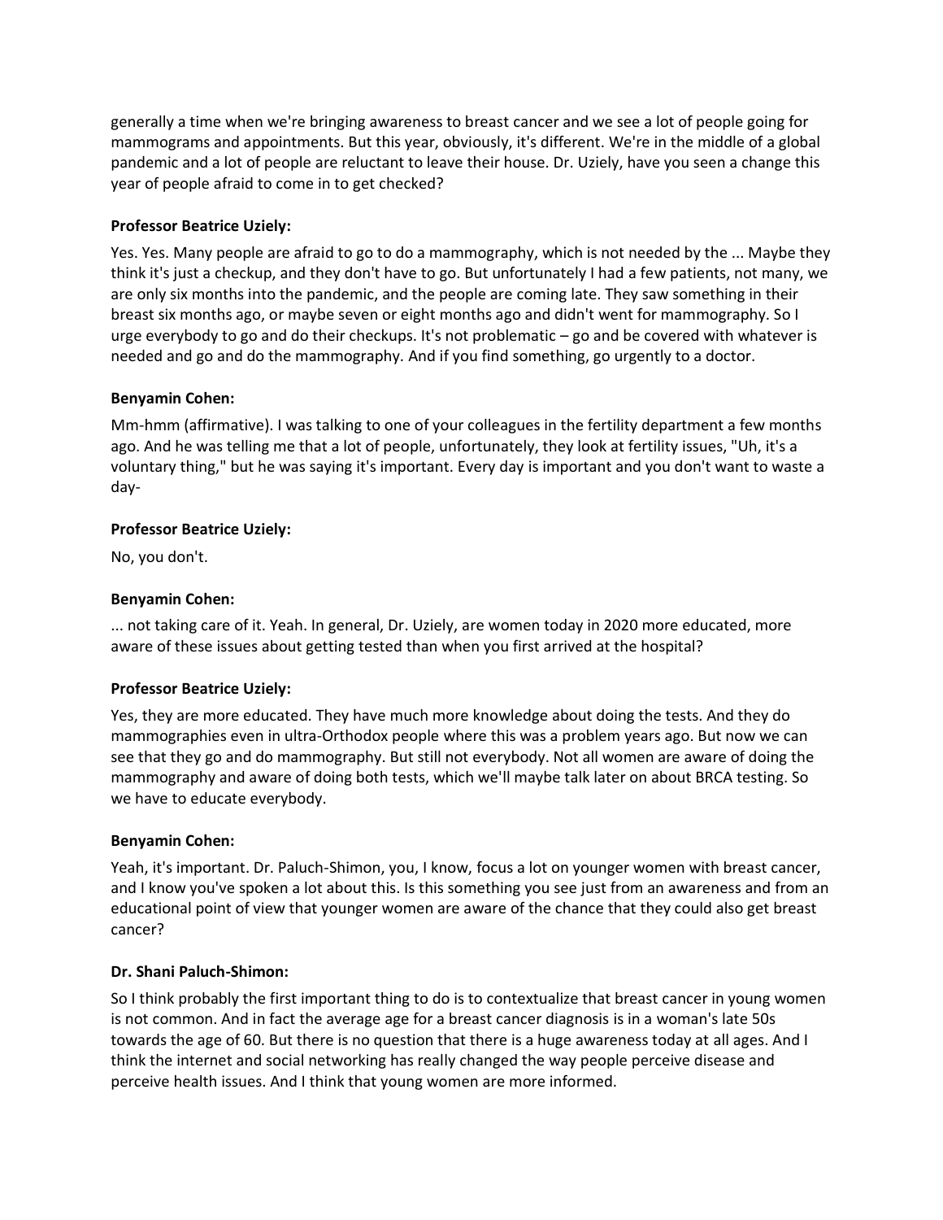generally a time when we're bringing awareness to breast cancer and we see a lot of people going for mammograms and appointments. But this year, obviously, it's different. We're in the middle of a global pandemic and a lot of people are reluctant to leave their house. Dr. Uziely, have you seen a change this year of people afraid to come in to get checked?

**Professor Beatrice Uziely:**

Yes. Yes. Many people are afraid to go to do a mammography, which is not needed by the ... Maybe they think it's just a checkup, and they don't have to go. But unfortunately I had a few patients, not many, we are only six months into the pandemic, and the people are coming late. They saw something in their breast six months ago, or maybe seven or eight months ago and didn't went for mammography. So I urge everybody to go and do their checkups. It's not problematic – go and be covered with whatever is needed and go and do the mammography. And if you find something, go urgently to a doctor.

**Benyamin Cohen:**

Mm-hmm (affirmative). I was talking to one of your colleagues in the fertility department a few months ago. And he was telling me that a lot of people, unfortunately, they look at fertility issues, "Uh, it's a voluntary thing," but he was saying it's important. Every day is important and you don't want to waste a day-

**Professor Beatrice Uziely:**

No, you don't.

**Benyamin Cohen:**

... not taking care of it. Yeah. In general, Dr. Uziely, are women today in 2020 more educated, more aware of these issues about getting tested than when you first arrived at the hospital?

**Professor Beatrice Uziely:**

Yes, they are more educated. They have much more knowledge about doing the tests. And they do mammographies even in ultra-Orthodox people where this was a problem years ago. But now we can see that they go and do mammography. But still not everybody. Not all women are aware of doing the mammography and aware of doing both tests, which we'll maybe talk later on about BRCA testing. So we have to educate everybody.

**Benyamin Cohen:**

Yeah, it's important. Dr. Paluch-Shimon, you, I know, focus a lot on younger women with breast cancer, and I know you've spoken a lot about this. Is this something you see just from an awareness and from an educational point of view that younger women are aware of the chance that they could also get breast cancer?

**Dr. Shani Paluch-Shimon:**

So I think probably the first important thing to do is to contextualize that breast cancer in young women is not common. And in fact the average age for a breast cancer diagnosis is in a woman's late 50s towards the age of 60. But there is no question that there is a huge awareness today at all ages. And I think the internet and social networking has really changed the way people perceive disease and perceive health issues. And I think that young women are more informed.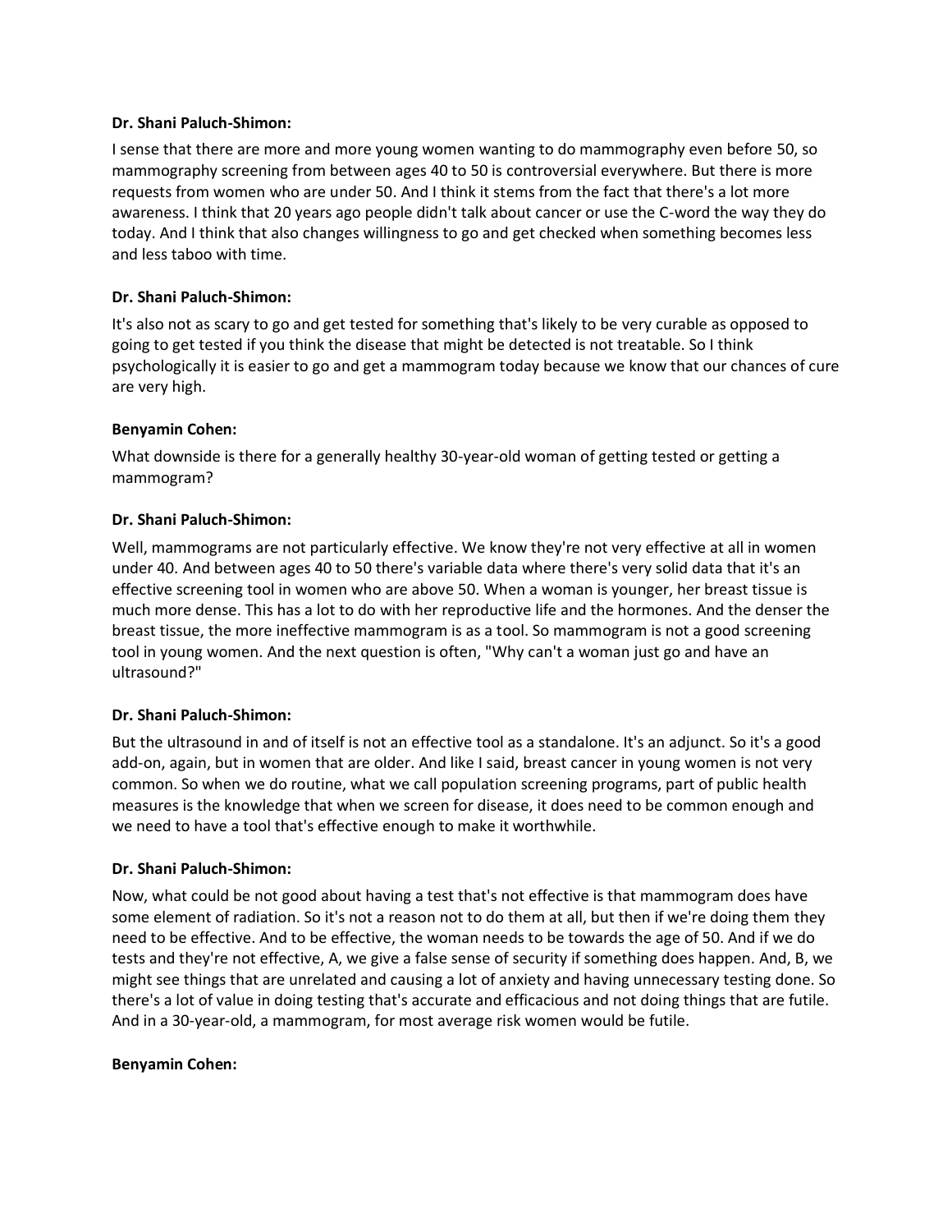**Dr. Shani Paluch-Shimon:**

I sense that there are more and more young women wanting to do mammography even before 50, so mammography screening from between ages 40 to 50 is controversial everywhere. But there is more requests from women who are under 50. And I think it stems from the fact that there's a lot more awareness. I think that 20 years ago people didn't talk about cancer or use the C-word the way they do today. And I think that also changes willingness to go and get checked when something becomes less and less taboo with time.

**Dr. Shani Paluch-Shimon:**

It's also not as scary to go and get tested for something that's likely to be very curable as opposed to going to get tested if you think the disease that might be detected is not treatable. So I think psychologically it is easier to go and get a mammogram today because we know that our chances of cure are very high.

**Benyamin Cohen:**

What downside is there for a generally healthy 30-year-old woman of getting tested or getting a mammogram?

**Dr. Shani Paluch-Shimon:**

Well, mammograms are not particularly effective. We know they're not very effective at all in women under 40. And between ages 40 to 50 there's variable data where there's very solid data that it's an effective screening tool in women who are above 50. When a woman is younger, her breast tissue is much more dense. This has a lot to do with her reproductive life and the hormones. And the denser the breast tissue, the more ineffective mammogram is as a tool. So mammogram is not a good screening tool in young women. And the next question is often, "Why can't a woman just go and have an ultrasound?"

**Dr. Shani Paluch-Shimon:**

But the ultrasound in and of itself is not an effective tool as a standalone. It's an adjunct. So it's a good add-on, again, but in women that are older. And like I said, breast cancer in young women is not very common. So when we do routine, what we call population screening programs, part of public health measures is the knowledge that when we screen for disease, it does need to be common enough and we need to have a tool that's effective enough to make it worthwhile.

**Dr. Shani Paluch-Shimon:**

Now, what could be not good about having a test that's not effective is that mammogram does have some element of radiation. So it's not a reason not to do them at all, but then if we're doing them they need to be effective. And to be effective, the woman needs to be towards the age of 50. And if we do tests and they're not effective, A, we give a false sense of security if something does happen. And, B, we might see things that are unrelated and causing a lot of anxiety and having unnecessary testing done. So there's a lot of value in doing testing that's accurate and efficacious and not doing things that are futile. And in a 30-year-old, a mammogram, for most average risk women would be futile.

**Benyamin Cohen:**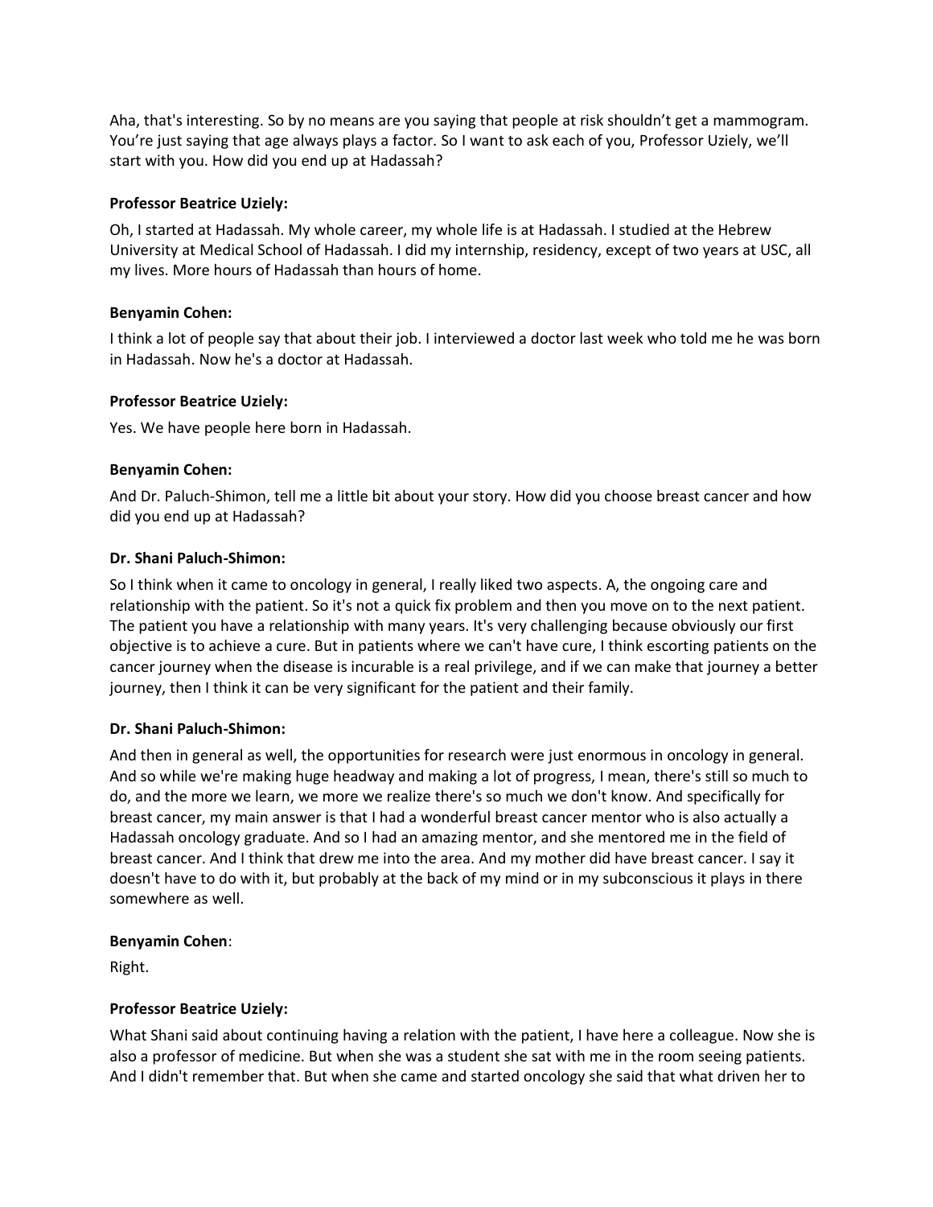Aha, that's interesting. So by no means are you saying that people at risk shouldn't get a mammogram. You're just saying that age always plays a factor. So I want to ask each of you, Professor Uziely, we'll start with you. How did you end up at Hadassah?

**Professor Beatrice Uziely:**

Oh, I started at Hadassah. My whole career, my whole life is at Hadassah. I studied at the Hebrew University at Medical School of Hadassah. I did my internship, residency, except of two years at USC, all my lives. More hours of Hadassah than hours of home.

**Benyamin Cohen:**

I think a lot of people say that about their job. I interviewed a doctor last week who told me he was born in Hadassah. Now he's a doctor at Hadassah.

**Professor Beatrice Uziely:**

Yes. We have people here born in Hadassah.

**Benyamin Cohen:**

And Dr. Paluch-Shimon, tell me a little bit about your story. How did you choose breast cancer and how did you end up at Hadassah?

**Dr. Shani Paluch-Shimon:**

So I think when it came to oncology in general, I really liked two aspects. A, the ongoing care and relationship with the patient. So it's not a quick fix problem and then you move on to the next patient. The patient you have a relationship with many years. It's very challenging because obviously our first objective is to achieve a cure. But in patients where we can't have cure, I think escorting patients on the cancer journey when the disease is incurable is a real privilege, and if we can make that journey a better journey, then I think it can be very significant for the patient and their family.

**Dr. Shani Paluch-Shimon:**

And then in general as well, the opportunities for research were just enormous in oncology in general. And so while we're making huge headway and making a lot of progress, I mean, there's still so much to do, and the more we learn, we more we realize there's so much we don't know. And specifically for breast cancer, my main answer is that I had a wonderful breast cancer mentor who is also actually a Hadassah oncology graduate. And so I had an amazing mentor, and she mentored me in the field of breast cancer. And I think that drew me into the area. And my mother did have breast cancer. I say it doesn't have to do with it, but probably at the back of my mind or in my subconscious it plays in there somewhere as well.

**Benyamin Cohen**:

Right.

**Professor Beatrice Uziely:**

What Shani said about continuing having a relation with the patient, I have here a colleague. Now she is also a professor of medicine. But when she was a student she sat with me in the room seeing patients. And I didn't remember that. But when she came and started oncology she said that what driven her to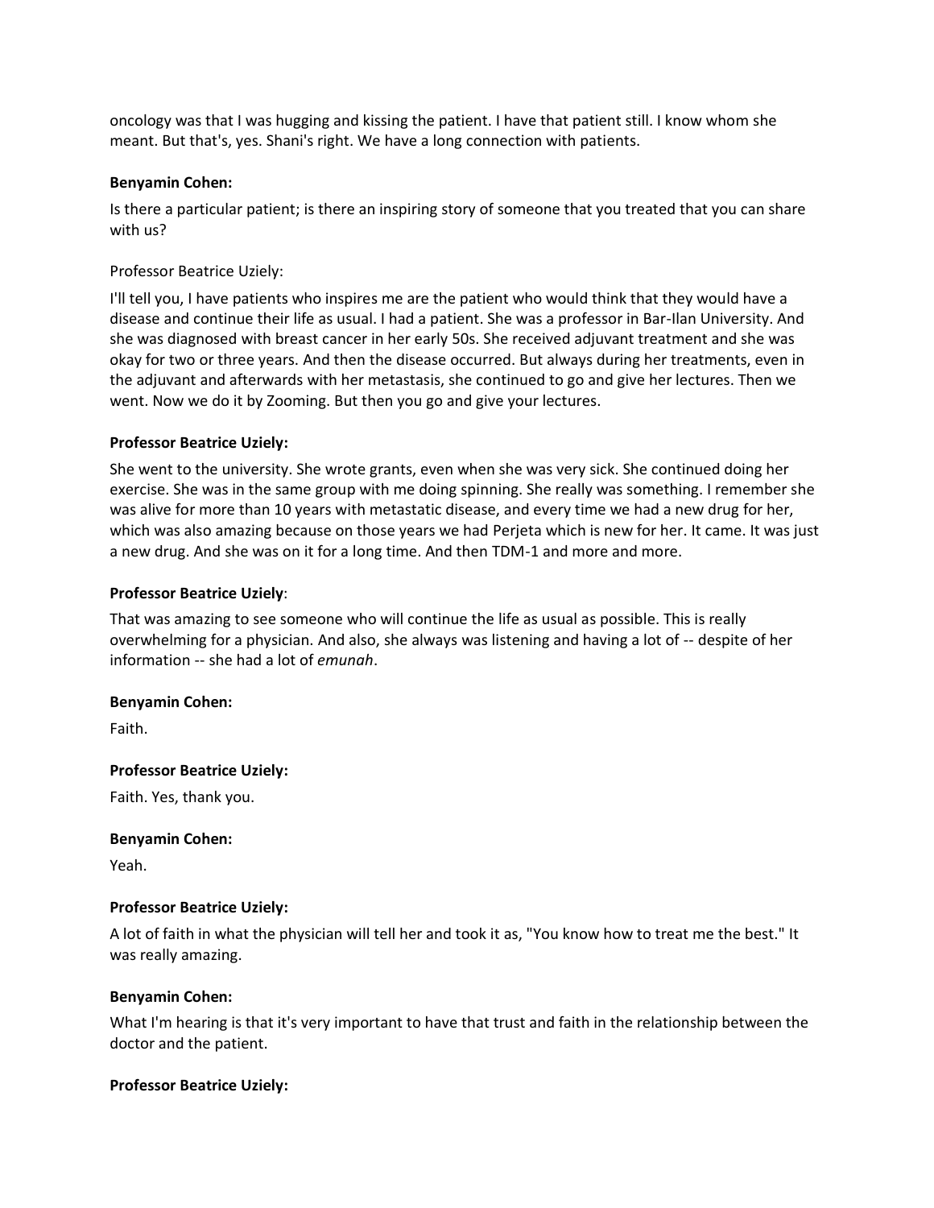oncology was that I was hugging and kissing the patient. I have that patient still. I know whom she meant. But that's, yes. Shani's right. We have a long connection with patients.

**Benyamin Cohen:**

Is there a particular patient; is there an inspiring story of someone that you treated that you can share with us?

Professor Beatrice Uziely:

I'll tell you, I have patients who inspires me are the patient who would think that they would have a disease and continue their life as usual. I had a patient. She was a professor in Bar-Ilan University. And she was diagnosed with breast cancer in her early 50s. She received adjuvant treatment and she was okay for two or three years. And then the disease occurred. But always during her treatments, even in the adjuvant and afterwards with her metastasis, she continued to go and give her lectures. Then we went. Now we do it by Zooming. But then you go and give your lectures.

**Professor Beatrice Uziely:**

She went to the university. She wrote grants, even when she was very sick. She continued doing her exercise. She was in the same group with me doing spinning. She really was something. I remember she was alive for more than 10 years with metastatic disease, and every time we had a new drug for her, which was also amazing because on those years we had Perjeta which is new for her. It came. It was just a new drug. And she was on it for a long time. And then TDM-1 and more and more.

**Professor Beatrice Uziely**:

That was amazing to see someone who will continue the life as usual as possible. This is really overwhelming for a physician. And also, she always was listening and having a lot of -- despite of her information -- she had a lot of *emunah*.

**Benyamin Cohen:**

Faith.

**Professor Beatrice Uziely:**

Faith. Yes, thank you.

**Benyamin Cohen:**

Yeah.

**Professor Beatrice Uziely:**

A lot of faith in what the physician will tell her and took it as, "You know how to treat me the best." It was really amazing.

**Benyamin Cohen:**

What I'm hearing is that it's very important to have that trust and faith in the relationship between the doctor and the patient.

**Professor Beatrice Uziely:**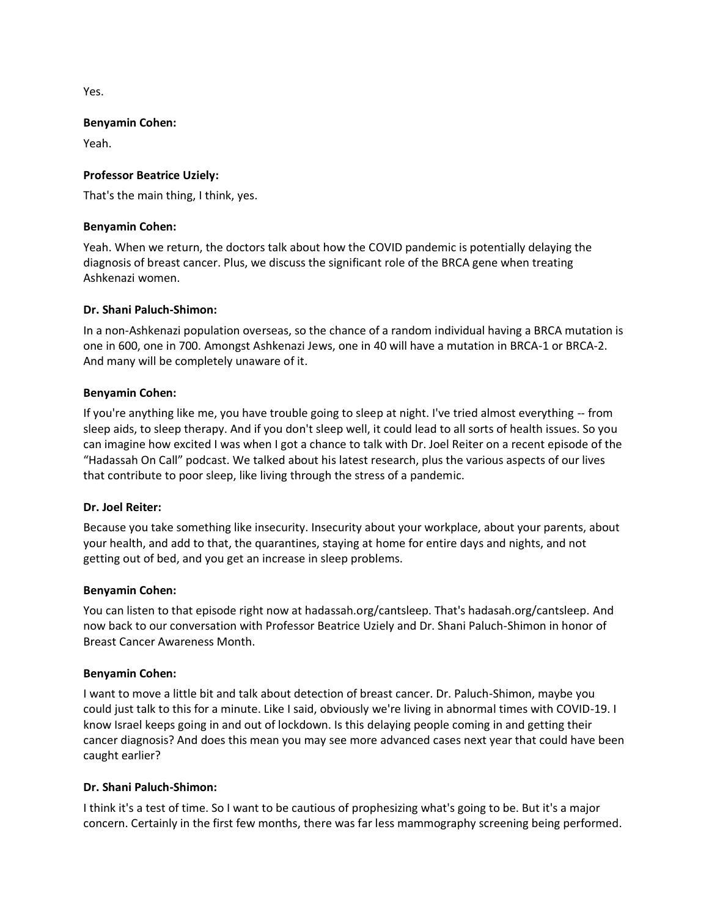Yes.

**Benyamin Cohen:**

Yeah.

**Professor Beatrice Uziely:**

That's the main thing, I think, yes.

**Benyamin Cohen:**

Yeah. When we return, the doctors talk about how the COVID pandemic is potentially delaying the diagnosis of breast cancer. Plus, we discuss the significant role of the BRCA gene when treating Ashkenazi women.

**Dr. Shani Paluch-Shimon:**

In a non-Ashkenazi population overseas, so the chance of a random individual having a BRCA mutation is one in 600, one in 700. Amongst Ashkenazi Jews, one in 40 will have a mutation in BRCA-1 or BRCA-2. And many will be completely unaware of it.

**Benyamin Cohen:**

If you're anything like me, you have trouble going to sleep at night. I've tried almost everything -- from sleep aids, to sleep therapy. And if you don't sleep well, it could lead to all sorts of health issues. So you can imagine how excited I was when I got a chance to talk with Dr. Joel Reiter on a recent episode of the "Hadassah On Call" podcast. We talked about his latest research, plus the various aspects of our lives that contribute to poor sleep, like living through the stress of a pandemic.

**Dr. Joel Reiter:**

Because you take something like insecurity. Insecurity about your workplace, about your parents, about your health, and add to that, the quarantines, staying at home for entire days and nights, and not getting out of bed, and you get an increase in sleep problems.

**Benyamin Cohen:**

You can listen to that episode right now at hadassah.org/cantsleep. That's hadasah.org/cantsleep. And now back to our conversation with Professor Beatrice Uziely and Dr. Shani Paluch-Shimon in honor of Breast Cancer Awareness Month.

**Benyamin Cohen:**

I want to move a little bit and talk about detection of breast cancer. Dr. Paluch-Shimon, maybe you could just talk to this for a minute. Like I said, obviously we're living in abnormal times with COVID-19. I know Israel keeps going in and out of lockdown. Is this delaying people coming in and getting their cancer diagnosis? And does this mean you may see more advanced cases next year that could have been caught earlier?

**Dr. Shani Paluch-Shimon:**

I think it's a test of time. So I want to be cautious of prophesizing what's going to be. But it's a major concern. Certainly in the first few months, there was far less mammography screening being performed.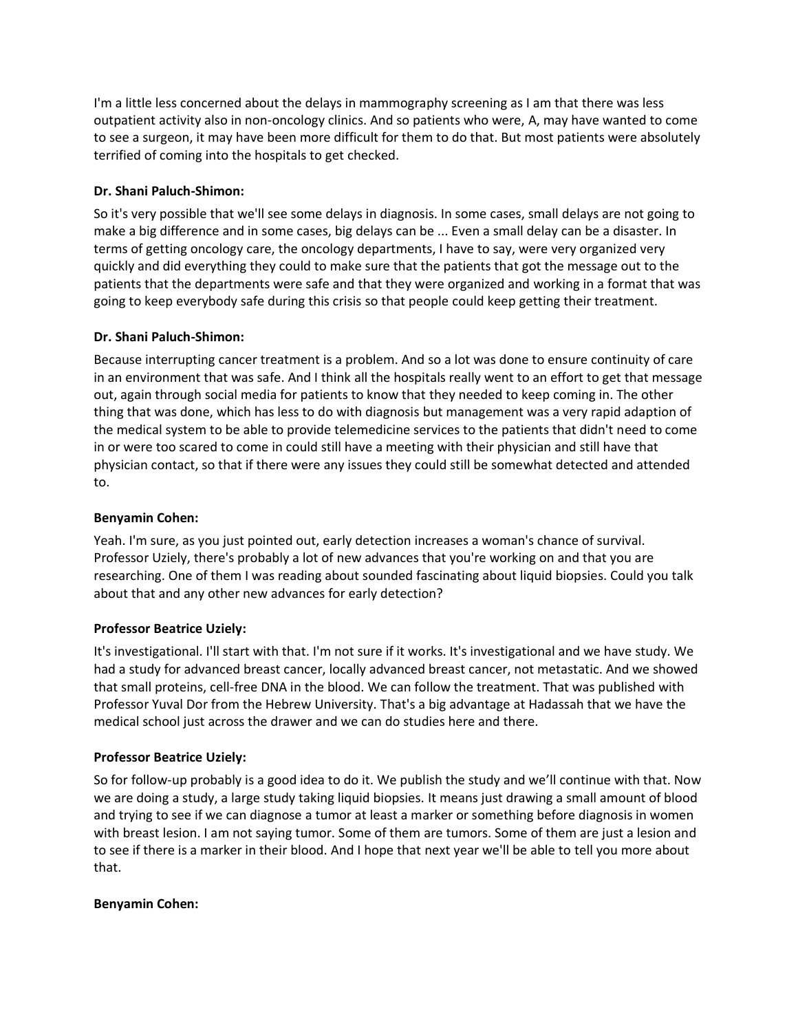I'm a little less concerned about the delays in mammography screening as I am that there was less outpatient activity also in non-oncology clinics. And so patients who were, A, may have wanted to come to see a surgeon, it may have been more difficult for them to do that. But most patients were absolutely terrified of coming into the hospitals to get checked.

**Dr. Shani Paluch-Shimon:**

So it's very possible that we'll see some delays in diagnosis. In some cases, small delays are not going to make a big difference and in some cases, big delays can be ... Even a small delay can be a disaster. In terms of getting oncology care, the oncology departments, I have to say, were very organized very quickly and did everything they could to make sure that the patients that got the message out to the patients that the departments were safe and that they were organized and working in a format that was going to keep everybody safe during this crisis so that people could keep getting their treatment.

**Dr. Shani Paluch-Shimon:**

Because interrupting cancer treatment is a problem. And so a lot was done to ensure continuity of care in an environment that was safe. And I think all the hospitals really went to an effort to get that message out, again through social media for patients to know that they needed to keep coming in. The other thing that was done, which has less to do with diagnosis but management was a very rapid adaption of the medical system to be able to provide telemedicine services to the patients that didn't need to come in or were too scared to come in could still have a meeting with their physician and still have that physician contact, so that if there were any issues they could still be somewhat detected and attended to.

**Benyamin Cohen:**

Yeah. I'm sure, as you just pointed out, early detection increases a woman's chance of survival. Professor Uziely, there's probably a lot of new advances that you're working on and that you are researching. One of them I was reading about sounded fascinating about liquid biopsies. Could you talk about that and any other new advances for early detection?

**Professor Beatrice Uziely:**

It's investigational. I'll start with that. I'm not sure if it works. It's investigational and we have study. We had a study for advanced breast cancer, locally advanced breast cancer, not metastatic. And we showed that small proteins, cell-free DNA in the blood. We can follow the treatment. That was published with Professor Yuval Dor from the Hebrew University. That's a big advantage at Hadassah that we have the medical school just across the drawer and we can do studies here and there.

**Professor Beatrice Uziely:**

So for follow-up probably is a good idea to do it. We publish the study and we'll continue with that. Now we are doing a study, a large study taking liquid biopsies. It means just drawing a small amount of blood and trying to see if we can diagnose a tumor at least a marker or something before diagnosis in women with breast lesion. I am not saying tumor. Some of them are tumors. Some of them are just a lesion and to see if there is a marker in their blood. And I hope that next year we'll be able to tell you more about that.

**Benyamin Cohen:**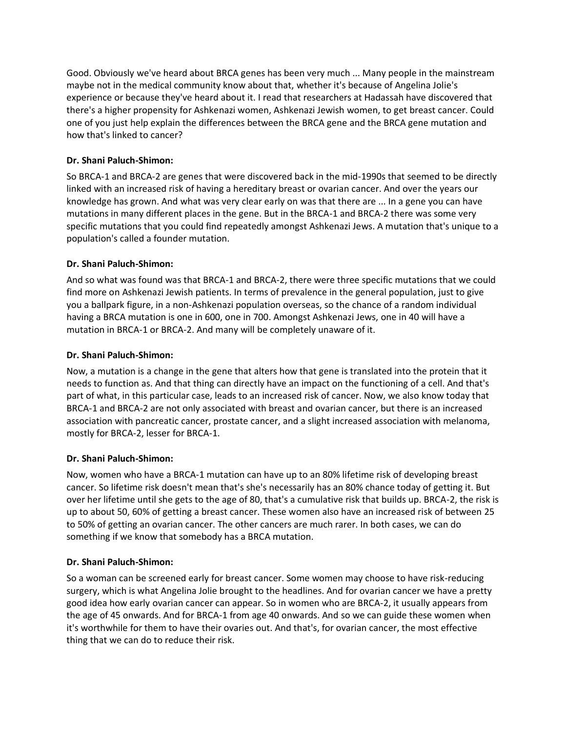Good. Obviously we've heard about BRCA genes has been very much ... Many people in the mainstream maybe not in the medical community know about that, whether it's because of Angelina Jolie's experience or because they've heard about it. I read that researchers at Hadassah have discovered that there's a higher propensity for Ashkenazi women, Ashkenazi Jewish women, to get breast cancer. Could one of you just help explain the differences between the BRCA gene and the BRCA gene mutation and how that's linked to cancer?

**Dr. Shani Paluch-Shimon:**

So BRCA-1 and BRCA-2 are genes that were discovered back in the mid-1990s that seemed to be directly linked with an increased risk of having a hereditary breast or ovarian cancer. And over the years our knowledge has grown. And what was very clear early on was that there are ... In a gene you can have mutations in many different places in the gene. But in the BRCA-1 and BRCA-2 there was some very specific mutations that you could find repeatedly amongst Ashkenazi Jews. A mutation that's unique to a population's called a founder mutation.

**Dr. Shani Paluch-Shimon:**

And so what was found was that BRCA-1 and BRCA-2, there were three specific mutations that we could find more on Ashkenazi Jewish patients. In terms of prevalence in the general population, just to give you a ballpark figure, in a non-Ashkenazi population overseas, so the chance of a random individual having a BRCA mutation is one in 600, one in 700. Amongst Ashkenazi Jews, one in 40 will have a mutation in BRCA-1 or BRCA-2. And many will be completely unaware of it.

**Dr. Shani Paluch-Shimon:**

Now, a mutation is a change in the gene that alters how that gene is translated into the protein that it needs to function as. And that thing can directly have an impact on the functioning of a cell. And that's part of what, in this particular case, leads to an increased risk of cancer. Now, we also know today that BRCA-1 and BRCA-2 are not only associated with breast and ovarian cancer, but there is an increased association with pancreatic cancer, prostate cancer, and a slight increased association with melanoma, mostly for BRCA-2, lesser for BRCA-1.

**Dr. Shani Paluch-Shimon:**

Now, women who have a BRCA-1 mutation can have up to an 80% lifetime risk of developing breast cancer. So lifetime risk doesn't mean that's she's necessarily has an 80% chance today of getting it. But over her lifetime until she gets to the age of 80, that's a cumulative risk that builds up. BRCA-2, the risk is up to about 50, 60% of getting a breast cancer. These women also have an increased risk of between 25 to 50% of getting an ovarian cancer. The other cancers are much rarer. In both cases, we can do something if we know that somebody has a BRCA mutation.

**Dr. Shani Paluch-Shimon:**

So a woman can be screened early for breast cancer. Some women may choose to have risk-reducing surgery, which is what Angelina Jolie brought to the headlines. And for ovarian cancer we have a pretty good idea how early ovarian cancer can appear. So in women who are BRCA-2, it usually appears from the age of 45 onwards. And for BRCA-1 from age 40 onwards. And so we can guide these women when it's worthwhile for them to have their ovaries out. And that's, for ovarian cancer, the most effective thing that we can do to reduce their risk.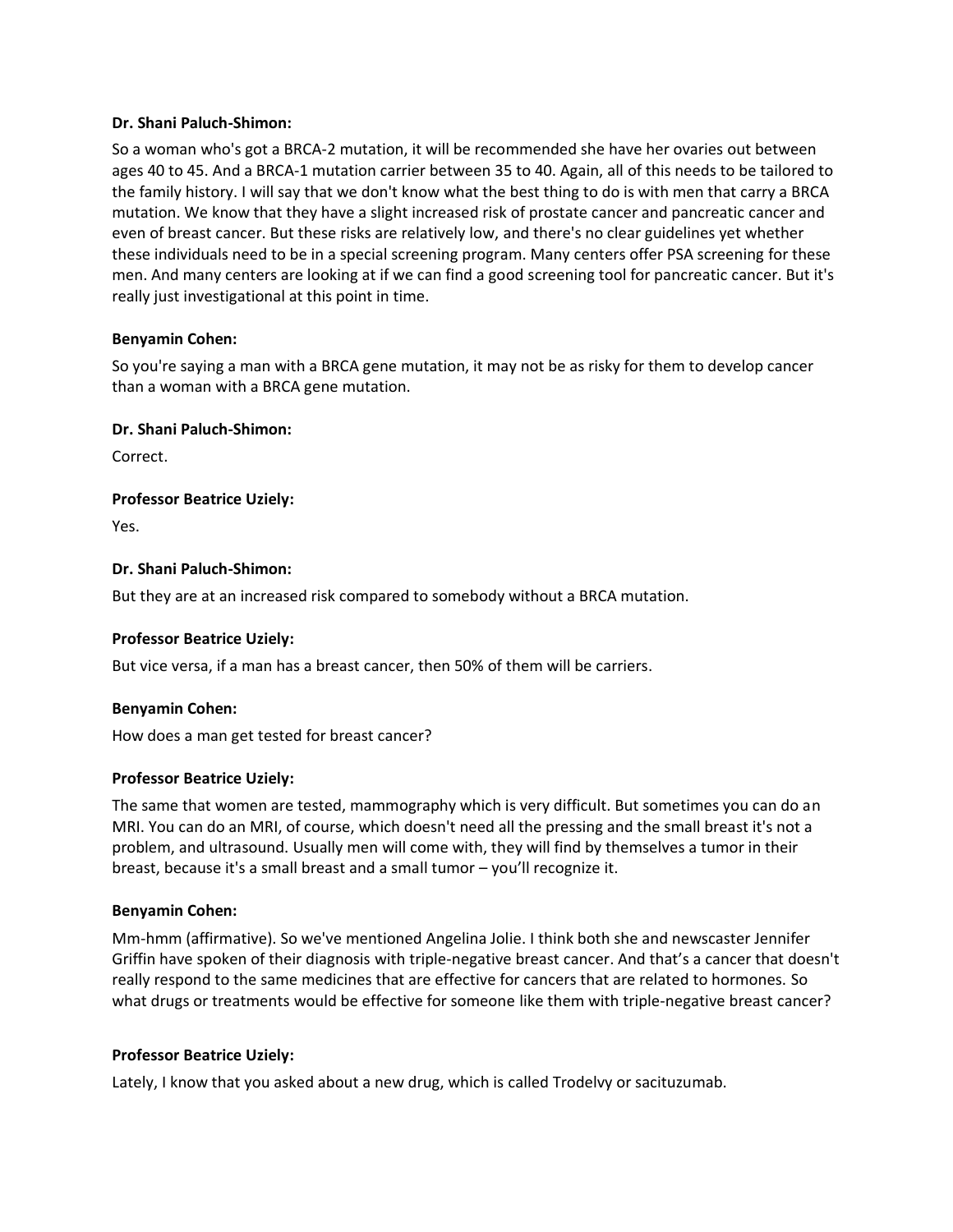**Dr. Shani Paluch-Shimon:**

So a woman who's got a BRCA-2 mutation, it will be recommended she have her ovaries out between ages 40 to 45. And a BRCA-1 mutation carrier between 35 to 40. Again, all of this needs to be tailored to the family history. I will say that we don't know what the best thing to do is with men that carry a BRCA mutation. We know that they have a slight increased risk of prostate cancer and pancreatic cancer and even of breast cancer. But these risks are relatively low, and there's no clear guidelines yet whether these individuals need to be in a special screening program. Many centers offer PSA screening for these men. And many centers are looking at if we can find a good screening tool for pancreatic cancer. But it's really just investigational at this point in time.

**Benyamin Cohen:**

So you're saying a man with a BRCA gene mutation, it may not be as risky for them to develop cancer than a woman with a BRCA gene mutation.

**Dr. Shani Paluch-Shimon:**

Correct.

**Professor Beatrice Uziely:**

Yes.

**Dr. Shani Paluch-Shimon:**

But they are at an increased risk compared to somebody without a BRCA mutation.

**Professor Beatrice Uziely:**

But vice versa, if a man has a breast cancer, then 50% of them will be carriers.

**Benyamin Cohen:**

How does a man get tested for breast cancer?

**Professor Beatrice Uziely:**

The same that women are tested, mammography which is very difficult. But sometimes you can do an MRI. You can do an MRI, of course, which doesn't need all the pressing and the small breast it's not a problem, and ultrasound. Usually men will come with, they will find by themselves a tumor in their breast, because it's a small breast and a small tumor – you'll recognize it.

**Benyamin Cohen:**

Mm-hmm (affirmative). So we've mentioned Angelina Jolie. I think both she and newscaster Jennifer Griffin have spoken of their diagnosis with triple-negative breast cancer. And that's a cancer that doesn't really respond to the same medicines that are effective for cancers that are related to hormones. So what drugs or treatments would be effective for someone like them with triple-negative breast cancer?

**Professor Beatrice Uziely:**

Lately, I know that you asked about a new drug, which is called Trodelvy or sacituzumab.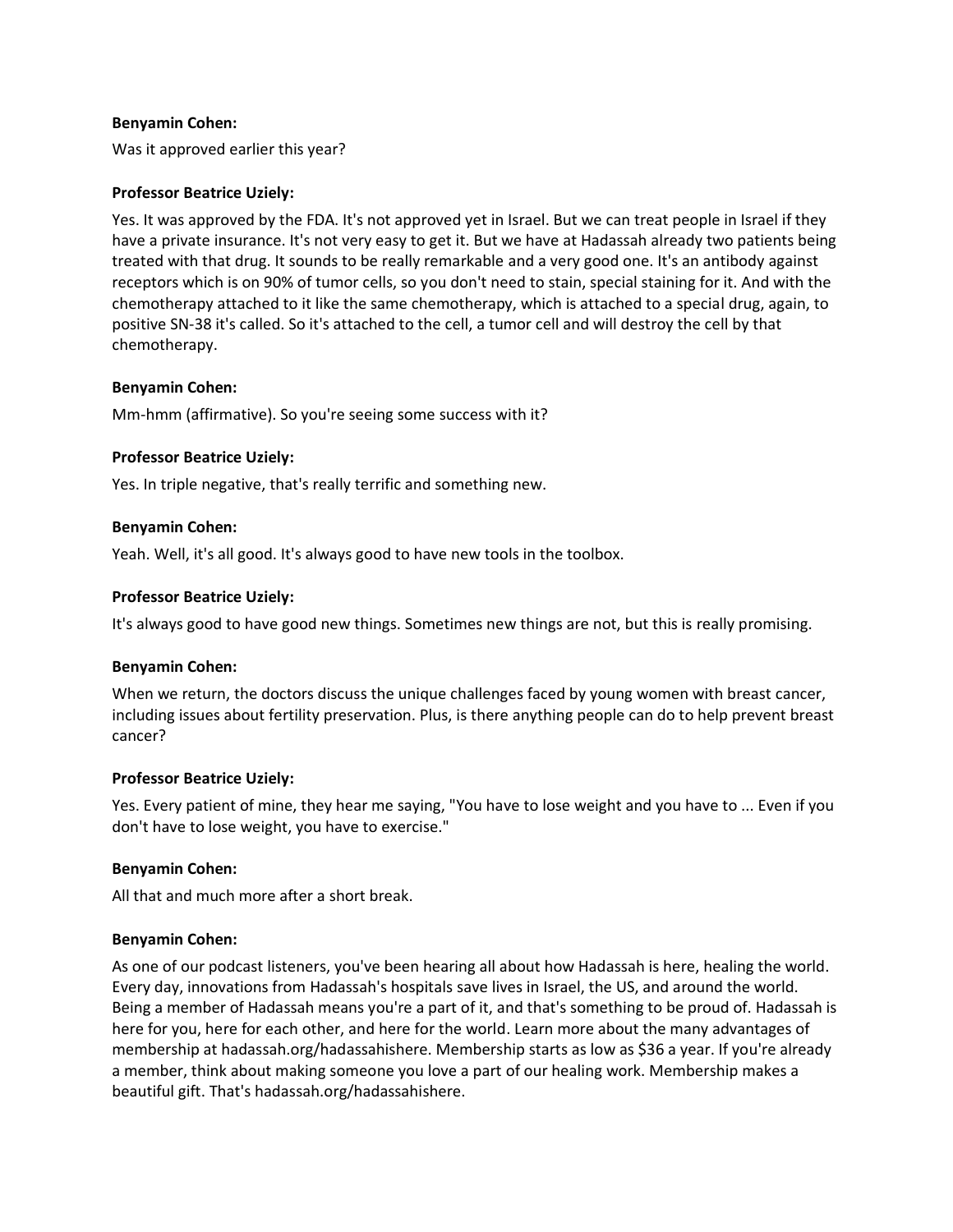**Benyamin Cohen:**

Was it approved earlier this year?

**Professor Beatrice Uziely:**

Yes. It was approved by the FDA. It's not approved yet in Israel. But we can treat people in Israel if they have a private insurance. It's not very easy to get it. But we have at Hadassah already two patients being treated with that drug. It sounds to be really remarkable and a very good one. It's an antibody against receptors which is on 90% of tumor cells, so you don't need to stain, special staining for it. And with the chemotherapy attached to it like the same chemotherapy, which is attached to a special drug, again, to positive SN-38 it's called. So it's attached to the cell, a tumor cell and will destroy the cell by that chemotherapy.

**Benyamin Cohen:**

Mm-hmm (affirmative). So you're seeing some success with it?

**Professor Beatrice Uziely:**

Yes. In triple negative, that's really terrific and something new.

**Benyamin Cohen:**

Yeah. Well, it's all good. It's always good to have new tools in the toolbox.

**Professor Beatrice Uziely:**

It's always good to have good new things. Sometimes new things are not, but this is really promising.

**Benyamin Cohen:**

When we return, the doctors discuss the unique challenges faced by young women with breast cancer, including issues about fertility preservation. Plus, is there anything people can do to help prevent breast cancer?

**Professor Beatrice Uziely:**

Yes. Every patient of mine, they hear me saying, "You have to lose weight and you have to ... Even if you don't have to lose weight, you have to exercise."

**Benyamin Cohen:**

All that and much more after a short break.

**Benyamin Cohen:**

As one of our podcast listeners, you've been hearing all about how Hadassah is here, healing the world. Every day, innovations from Hadassah's hospitals save lives in Israel, the US, and around the world. Being a member of Hadassah means you're a part of it, and that's something to be proud of. Hadassah is here for you, here for each other, and here for the world. Learn more about the many advantages of membership at hadassah.org/hadassahishere. Membership starts as low as $36 a year. If you're already a member, think about making someone you love a part of our healing work. Membership makes a beautiful gift. That's hadassah.org/hadassahishere.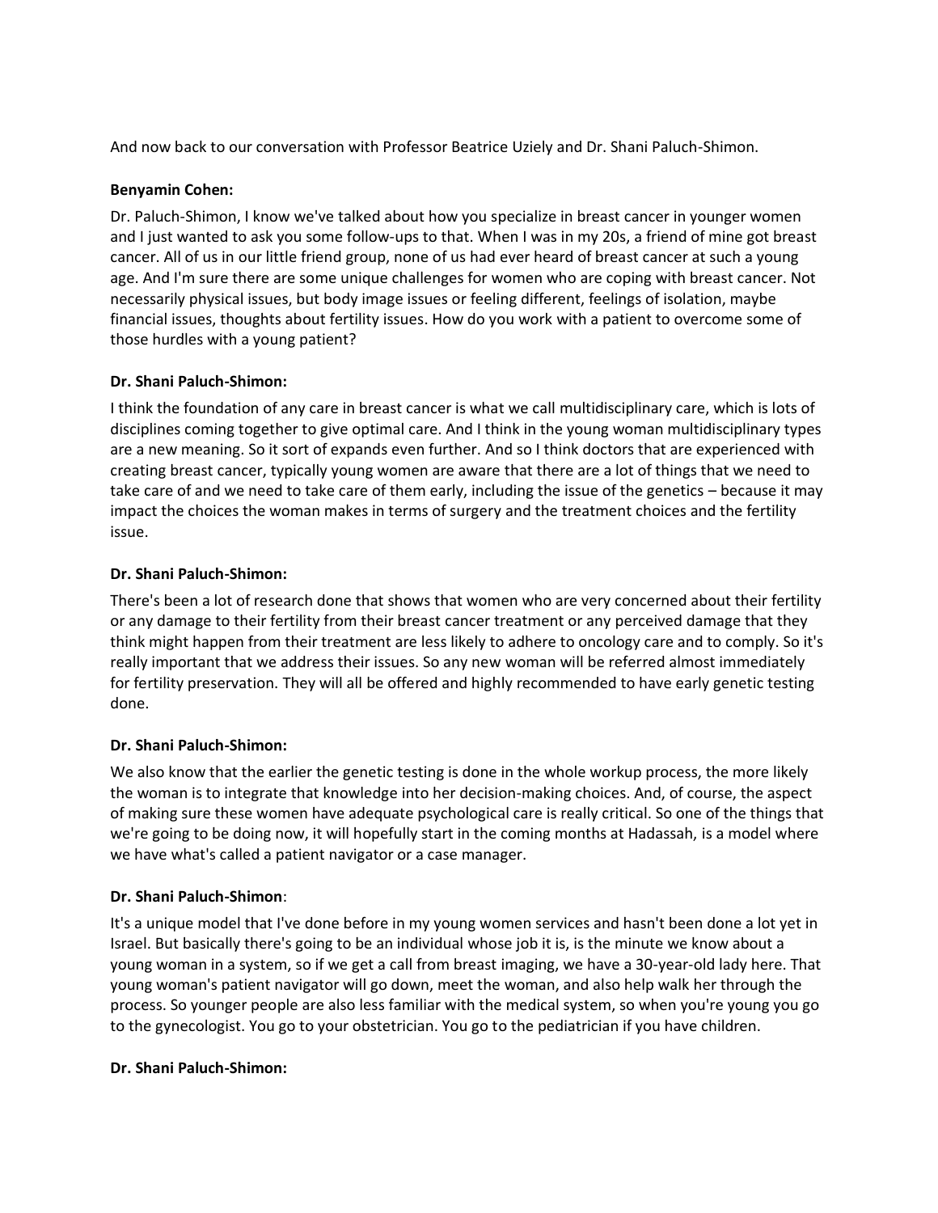And now back to our conversation with Professor Beatrice Uziely and Dr. Shani Paluch-Shimon.

**Benyamin Cohen:**

Dr. Paluch-Shimon, I know we've talked about how you specialize in breast cancer in younger women and I just wanted to ask you some follow-ups to that. When I was in my 20s, a friend of mine got breast cancer. All of us in our little friend group, none of us had ever heard of breast cancer at such a young age. And I'm sure there are some unique challenges for women who are coping with breast cancer. Not necessarily physical issues, but body image issues or feeling different, feelings of isolation, maybe financial issues, thoughts about fertility issues. How do you work with a patient to overcome some of those hurdles with a young patient?

**Dr. Shani Paluch-Shimon:**

I think the foundation of any care in breast cancer is what we call multidisciplinary care, which is lots of disciplines coming together to give optimal care. And I think in the young woman multidisciplinary types are a new meaning. So it sort of expands even further. And so I think doctors that are experienced with creating breast cancer, typically young women are aware that there are a lot of things that we need to take care of and we need to take care of them early, including the issue of the genetics – because it may impact the choices the woman makes in terms of surgery and the treatment choices and the fertility issue.

**Dr. Shani Paluch-Shimon:**

There's been a lot of research done that shows that women who are very concerned about their fertility or any damage to their fertility from their breast cancer treatment or any perceived damage that they think might happen from their treatment are less likely to adhere to oncology care and to comply. So it's really important that we address their issues. So any new woman will be referred almost immediately for fertility preservation. They will all be offered and highly recommended to have early genetic testing done.

**Dr. Shani Paluch-Shimon:**

We also know that the earlier the genetic testing is done in the whole workup process, the more likely the woman is to integrate that knowledge into her decision-making choices. And, of course, the aspect of making sure these women have adequate psychological care is really critical. So one of the things that we're going to be doing now, it will hopefully start in the coming months at Hadassah, is a model where we have what's called a patient navigator or a case manager.

**Dr. Shani Paluch-Shimon**:

It's a unique model that I've done before in my young women services and hasn't been done a lot yet in Israel. But basically there's going to be an individual whose job it is, is the minute we know about a young woman in a system, so if we get a call from breast imaging, we have a 30-year-old lady here. That young woman's patient navigator will go down, meet the woman, and also help walk her through the process. So younger people are also less familiar with the medical system, so when you're young you go to the gynecologist. You go to your obstetrician. You go to the pediatrician if you have children.

**Dr. Shani Paluch-Shimon:**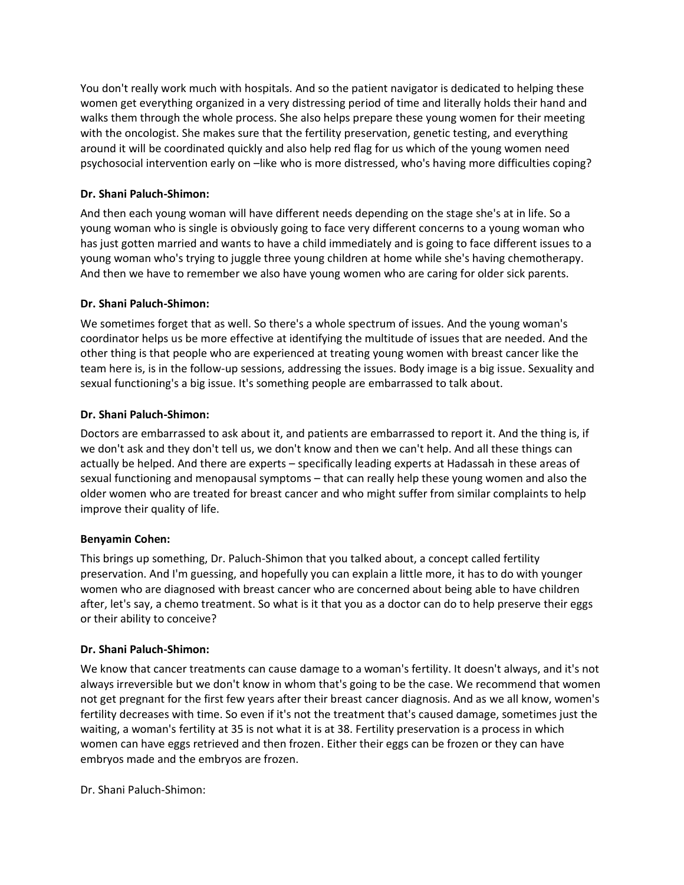You don't really work much with hospitals. And so the patient navigator is dedicated to helping these women get everything organized in a very distressing period of time and literally holds their hand and walks them through the whole process. She also helps prepare these young women for their meeting with the oncologist. She makes sure that the fertility preservation, genetic testing, and everything around it will be coordinated quickly and also help red flag for us which of the young women need psychosocial intervention early on –like who is more distressed, who's having more difficulties coping?

**Dr. Shani Paluch-Shimon:**

And then each young woman will have different needs depending on the stage she's at in life. So a young woman who is single is obviously going to face very different concerns to a young woman who has just gotten married and wants to have a child immediately and is going to face different issues to a young woman who's trying to juggle three young children at home while she's having chemotherapy. And then we have to remember we also have young women who are caring for older sick parents.

**Dr. Shani Paluch-Shimon:**

We sometimes forget that as well. So there's a whole spectrum of issues. And the young woman's coordinator helps us be more effective at identifying the multitude of issues that are needed. And the other thing is that people who are experienced at treating young women with breast cancer like the team here is, is in the follow-up sessions, addressing the issues. Body image is a big issue. Sexuality and sexual functioning's a big issue. It's something people are embarrassed to talk about.

**Dr. Shani Paluch-Shimon:**

Doctors are embarrassed to ask about it, and patients are embarrassed to report it. And the thing is, if we don't ask and they don't tell us, we don't know and then we can't help. And all these things can actually be helped. And there are experts – specifically leading experts at Hadassah in these areas of sexual functioning and menopausal symptoms – that can really help these young women and also the older women who are treated for breast cancer and who might suffer from similar complaints to help improve their quality of life.

**Benyamin Cohen:**

This brings up something, Dr. Paluch-Shimon that you talked about, a concept called fertility preservation. And I'm guessing, and hopefully you can explain a little more, it has to do with younger women who are diagnosed with breast cancer who are concerned about being able to have children after, let's say, a chemo treatment. So what is it that you as a doctor can do to help preserve their eggs or their ability to conceive?

**Dr. Shani Paluch-Shimon:**

We know that cancer treatments can cause damage to a woman's fertility. It doesn't always, and it's not always irreversible but we don't know in whom that's going to be the case. We recommend that women not get pregnant for the first few years after their breast cancer diagnosis. And as we all know, women's fertility decreases with time. So even if it's not the treatment that's caused damage, sometimes just the waiting, a woman's fertility at 35 is not what it is at 38. Fertility preservation is a process in which women can have eggs retrieved and then frozen. Either their eggs can be frozen or they can have embryos made and the embryos are frozen.

Dr. Shani Paluch-Shimon: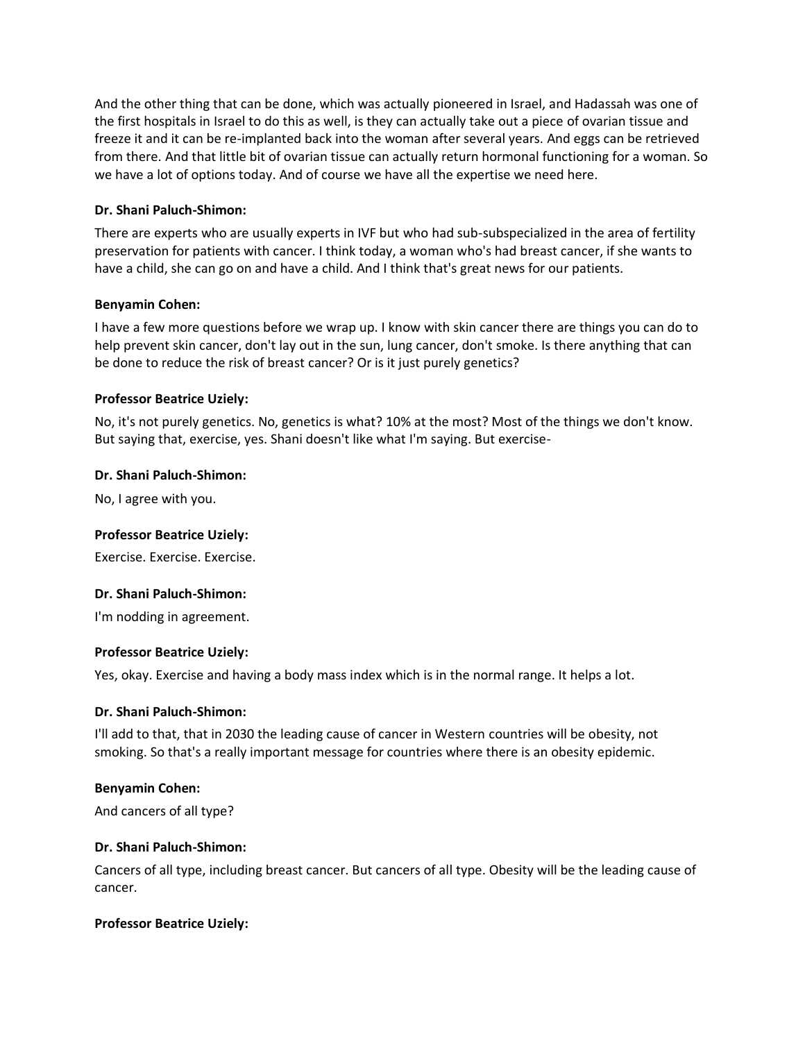And the other thing that can be done, which was actually pioneered in Israel, and Hadassah was one of the first hospitals in Israel to do this as well, is they can actually take out a piece of ovarian tissue and freeze it and it can be re-implanted back into the woman after several years. And eggs can be retrieved from there. And that little bit of ovarian tissue can actually return hormonal functioning for a woman. So we have a lot of options today. And of course we have all the expertise we need here.

**Dr. Shani Paluch-Shimon:**

There are experts who are usually experts in IVF but who had sub-subspecialized in the area of fertility preservation for patients with cancer. I think today, a woman who's had breast cancer, if she wants to have a child, she can go on and have a child. And I think that's great news for our patients.

**Benyamin Cohen:**

I have a few more questions before we wrap up. I know with skin cancer there are things you can do to help prevent skin cancer, don't lay out in the sun, lung cancer, don't smoke. Is there anything that can be done to reduce the risk of breast cancer? Or is it just purely genetics?

**Professor Beatrice Uziely:**

No, it's not purely genetics. No, genetics is what? 10% at the most? Most of the things we don't know. But saying that, exercise, yes. Shani doesn't like what I'm saying. But exercise-

**Dr. Shani Paluch-Shimon:**

No, I agree with you.

**Professor Beatrice Uziely:**

Exercise. Exercise. Exercise.

**Dr. Shani Paluch-Shimon:**

I'm nodding in agreement.

**Professor Beatrice Uziely:**

Yes, okay. Exercise and having a body mass index which is in the normal range. It helps a lot.

**Dr. Shani Paluch-Shimon:**

I'll add to that, that in 2030 the leading cause of cancer in Western countries will be obesity, not smoking. So that's a really important message for countries where there is an obesity epidemic.

**Benyamin Cohen:**

And cancers of all type?

**Dr. Shani Paluch-Shimon:**

Cancers of all type, including breast cancer. But cancers of all type. Obesity will be the leading cause of cancer.

**Professor Beatrice Uziely:**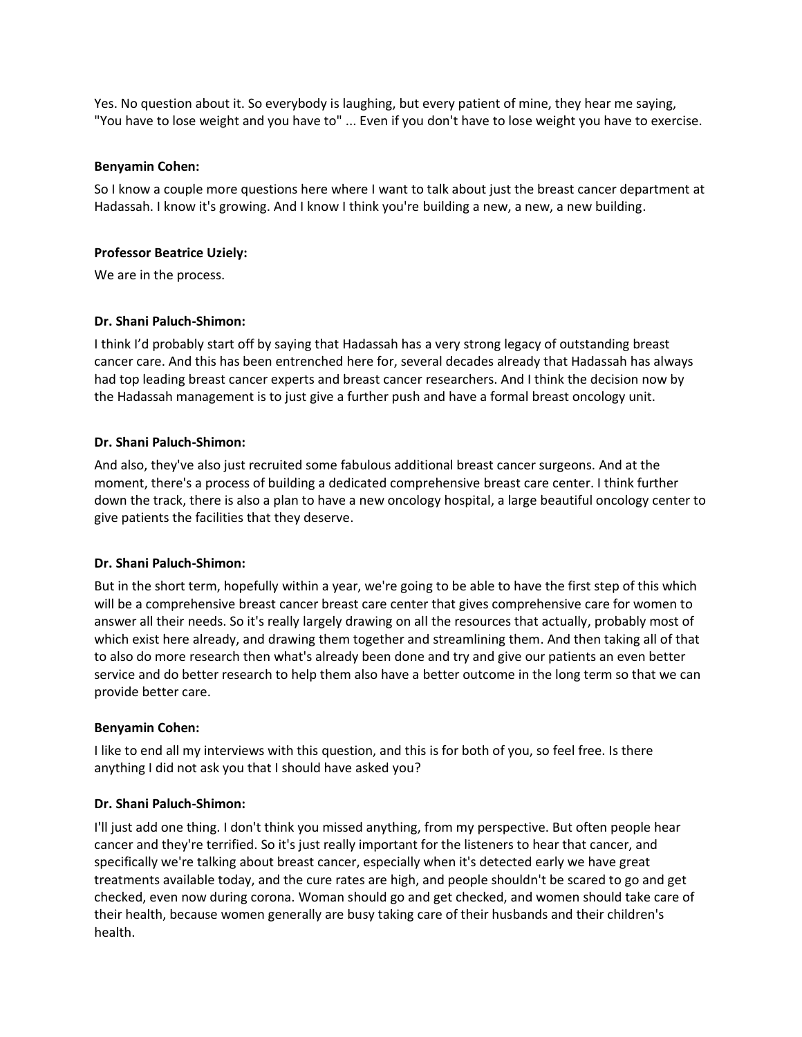Yes. No question about it. So everybody is laughing, but every patient of mine, they hear me saying, "You have to lose weight and you have to" ... Even if you don't have to lose weight you have to exercise.

**Benyamin Cohen:**

So I know a couple more questions here where I want to talk about just the breast cancer department at Hadassah. I know it's growing. And I know I think you're building a new, a new, a new building.

**Professor Beatrice Uziely:**

We are in the process.

**Dr. Shani Paluch-Shimon:**

I think I'd probably start off by saying that Hadassah has a very strong legacy of outstanding breast cancer care. And this has been entrenched here for, several decades already that Hadassah has always had top leading breast cancer experts and breast cancer researchers. And I think the decision now by the Hadassah management is to just give a further push and have a formal breast oncology unit.

**Dr. Shani Paluch-Shimon:**

And also, they've also just recruited some fabulous additional breast cancer surgeons. And at the moment, there's a process of building a dedicated comprehensive breast care center. I think further down the track, there is also a plan to have a new oncology hospital, a large beautiful oncology center to give patients the facilities that they deserve.

**Dr. Shani Paluch-Shimon:**

But in the short term, hopefully within a year, we're going to be able to have the first step of this which will be a comprehensive breast cancer breast care center that gives comprehensive care for women to answer all their needs. So it's really largely drawing on all the resources that actually, probably most of which exist here already, and drawing them together and streamlining them. And then taking all of that to also do more research then what's already been done and try and give our patients an even better service and do better research to help them also have a better outcome in the long term so that we can provide better care.

**Benyamin Cohen:**

I like to end all my interviews with this question, and this is for both of you, so feel free. Is there anything I did not ask you that I should have asked you?

**Dr. Shani Paluch-Shimon:**

I'll just add one thing. I don't think you missed anything, from my perspective. But often people hear cancer and they're terrified. So it's just really important for the listeners to hear that cancer, and specifically we're talking about breast cancer, especially when it's detected early we have great treatments available today, and the cure rates are high, and people shouldn't be scared to go and get checked, even now during corona. Woman should go and get checked, and women should take care of their health, because women generally are busy taking care of their husbands and their children's health.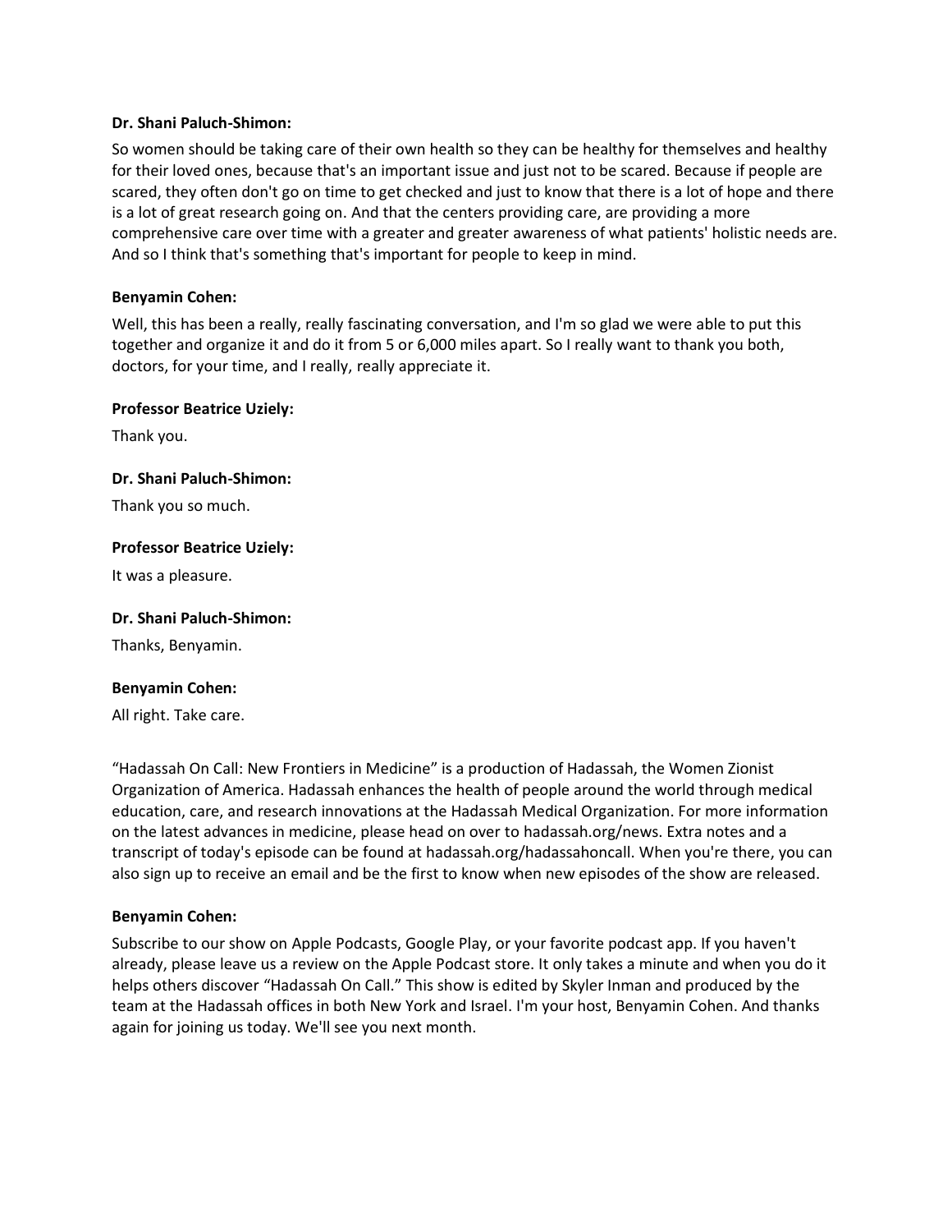**Dr. Shani Paluch-Shimon:**

So women should be taking care of their own health so they can be healthy for themselves and healthy for their loved ones, because that's an important issue and just not to be scared. Because if people are scared, they often don't go on time to get checked and just to know that there is a lot of hope and there is a lot of great research going on. And that the centers providing care, are providing a more comprehensive care over time with a greater and greater awareness of what patients' holistic needs are. And so I think that's something that's important for people to keep in mind.

**Benyamin Cohen:**

Well, this has been a really, really fascinating conversation, and I'm so glad we were able to put this together and organize it and do it from 5 or 6,000 miles apart. So I really want to thank you both, doctors, for your time, and I really, really appreciate it.

**Professor Beatrice Uziely:**

Thank you.

**Dr. Shani Paluch-Shimon:**

Thank you so much.

**Professor Beatrice Uziely:**

It was a pleasure.

**Dr. Shani Paluch-Shimon:**

Thanks, Benyamin.

**Benyamin Cohen:**

All right. Take care.

"Hadassah On Call: New Frontiers in Medicine" is a production of Hadassah, the Women Zionist Organization of America. Hadassah enhances the health of people around the world through medical education, care, and research innovations at the Hadassah Medical Organization. For more information on the latest advances in medicine, please head on over to hadassah.org/news. Extra notes and a transcript of today's episode can be found at hadassah.org/hadassahoncall. When you're there, you can also sign up to receive an email and be the first to know when new episodes of the show are released.

**Benyamin Cohen:**

Subscribe to our show on Apple Podcasts, Google Play, or your favorite podcast app. If you haven't already, please leave us a review on the Apple Podcast store. It only takes a minute and when you do it helps others discover "Hadassah On Call." This show is edited by Skyler Inman and produced by the team at the Hadassah offices in both New York and Israel. I'm your host, Benyamin Cohen. And thanks again for joining us today. We'll see you next month.